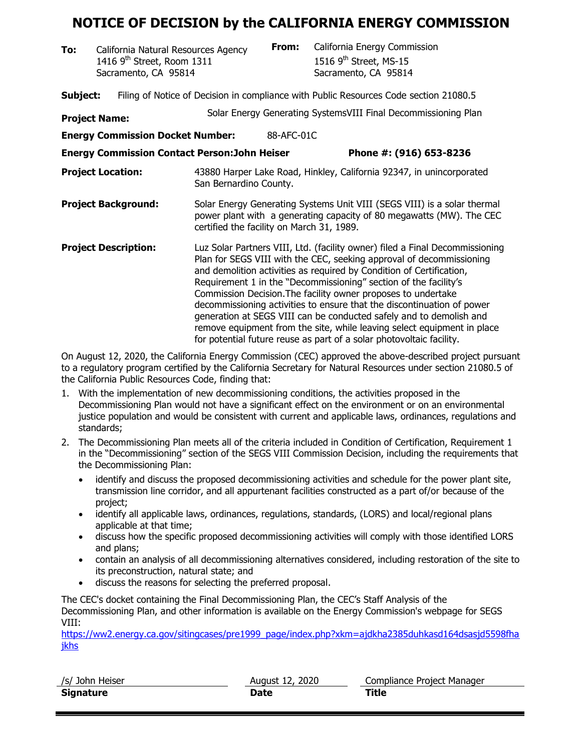# NOTICE OF DECISION by the CALIFORNIA ENERGY COMMISSION

**To:** California Natural Resources Agency
1416 9th Street, Room 1311
Sacramento, CA 95814

**From:** California Energy Commission
1516 9th Street, MS-15
Sacramento, CA 95814

**Subject:** Filing of Notice of Decision in compliance with Public Resources Code section 21080.5

**Project Name:** Solar Energy Generating SystemsVIII Final Decommissioning Plan

**Energy Commission Docket Number:** 88-AFC-01C

**Energy Commission Contact Person:** John Heiser **Phone #:** (916) 653-8236

**Project Location:** 43880 Harper Lake Road, Hinkley, California 92347, in unincorporated San Bernardino County.

**Project Background:** Solar Energy Generating Systems Unit VIII (SEGS VIII) is a solar thermal power plant with a generating capacity of 80 megawatts (MW). The CEC certified the facility on March 31, 1989.

**Project Description:** Luz Solar Partners VIII, Ltd. (facility owner) filed a Final Decommissioning Plan for SEGS VIII with the CEC, seeking approval of decommissioning and demolition activities as required by Condition of Certification, Requirement 1 in the "Decommissioning" section of the facility's Commission Decision.The facility owner proposes to undertake decommissioning activities to ensure that the discontinuation of power generation at SEGS VIII can be conducted safely and to demolish and remove equipment from the site, while leaving select equipment in place for potential future reuse as part of a solar photovoltaic facility.

On August 12, 2020, the California Energy Commission (CEC) approved the above-described project pursuant to a regulatory program certified by the California Secretary for Natural Resources under section 21080.5 of the California Public Resources Code, finding that:

1. With the implementation of new decommissioning conditions, the activities proposed in the Decommissioning Plan would not have a significant effect on the environment or on an environmental justice population and would be consistent with current and applicable laws, ordinances, regulations and standards;
2. The Decommissioning Plan meets all of the criteria included in Condition of Certification, Requirement 1 in the "Decommissioning" section of the SEGS VIII Commission Decision, including the requirements that the Decommissioning Plan:
   - identify and discuss the proposed decommissioning activities and schedule for the power plant site, transmission line corridor, and all appurtenant facilities constructed as a part of/or because of the project;
   - identify all applicable laws, ordinances, regulations, standards, (LORS) and local/regional plans applicable at that time;
   - discuss how the specific proposed decommissioning activities will comply with those identified LORS and plans;
   - contain an analysis of all decommissioning alternatives considered, including restoration of the site to its preconstruction, natural state; and
   - discuss the reasons for selecting the preferred proposal.

The CEC's docket containing the Final Decommissioning Plan, the CEC's Staff Analysis of the Decommissioning Plan, and other information is available on the Energy Commission's webpage for SEGS VIII:
https://ww2.energy.ca.gov/sitingcases/pre1999_page/index.php?xkm=ajdkha2385duhkasd164dsasjd5598fhajkhs

| /s/ John Heiser | August 12, 2020 | Compliance Project Manager |
|---|---|---|
| **Signature** | **Date** | **Title** |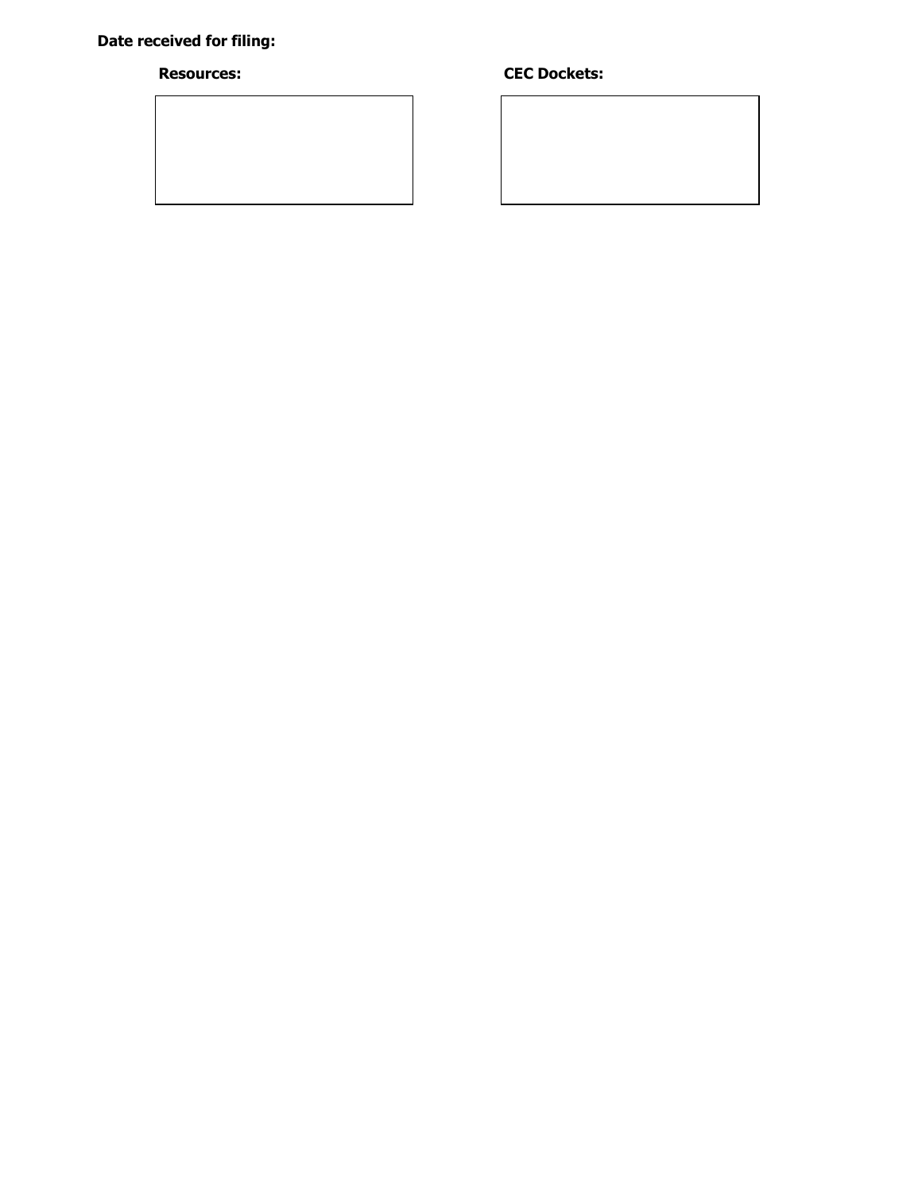**Date received for filing:**

**Resources:**

**CEC Dockets:**